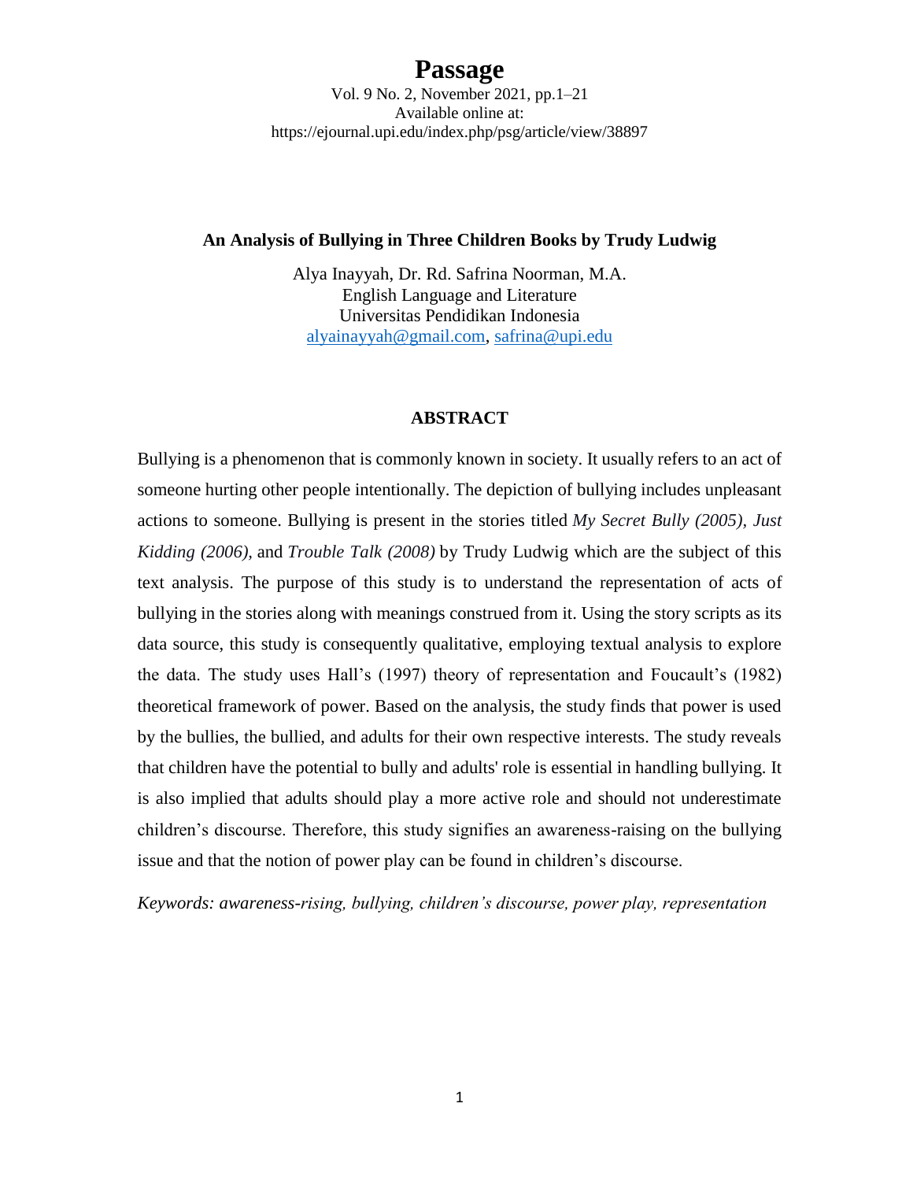# Passage

Vol. 9 No. 2, November 2021, pp.1–21
Available online at:
https://ejournal.upi.edu/index.php/psg/article/view/38897

## An Analysis of Bullying in Three Children Books by Trudy Ludwig

Alya Inayyah, Dr. Rd. Safrina Noorman, M.A.
English Language and Literature
Universitas Pendidikan Indonesia
alyainayyah@gmail.com, safrina@upi.edu

### ABSTRACT

Bullying is a phenomenon that is commonly known in society. It usually refers to an act of someone hurting other people intentionally. The depiction of bullying includes unpleasant actions to someone. Bullying is present in the stories titled *My Secret Bully (2005), Just Kidding (2006),* and *Trouble Talk (2008)* by Trudy Ludwig which are the subject of this text analysis. The purpose of this study is to understand the representation of acts of bullying in the stories along with meanings construed from it. Using the story scripts as its data source, this study is consequently qualitative, employing textual analysis to explore the data. The study uses Hall's (1997) theory of representation and Foucault's (1982) theoretical framework of power. Based on the analysis, the study finds that power is used by the bullies, the bullied, and adults for their own respective interests. The study reveals that children have the potential to bully and adults' role is essential in handling bullying. It is also implied that adults should play a more active role and should not underestimate children's discourse. Therefore, this study signifies an awareness-raising on the bullying issue and that the notion of power play can be found in children's discourse.

*Keywords: awareness-rising, bullying, children's discourse, power play, representation*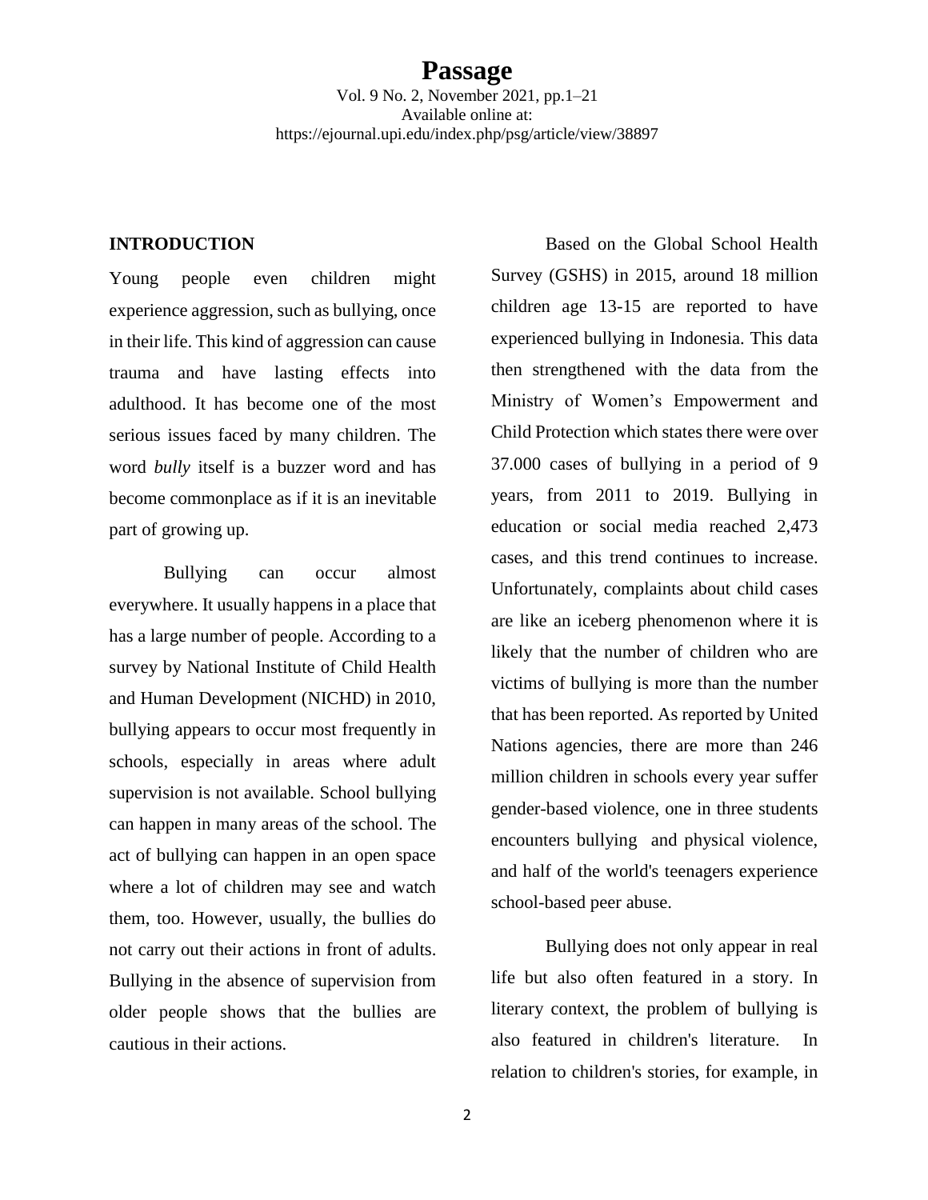## INTRODUCTION

Young people even children might experience aggression, such as bullying, once in their life. This kind of aggression can cause trauma and have lasting effects into adulthood. It has become one of the most serious issues faced by many children. The word *bully* itself is a buzzer word and has become commonplace as if it is an inevitable part of growing up.

Bullying can occur almost everywhere. It usually happens in a place that has a large number of people. According to a survey by National Institute of Child Health and Human Development (NICHD) in 2010, bullying appears to occur most frequently in schools, especially in areas where adult supervision is not available. School bullying can happen in many areas of the school. The act of bullying can happen in an open space where a lot of children may see and watch them, too. However, usually, the bullies do not carry out their actions in front of adults. Bullying in the absence of supervision from older people shows that the bullies are cautious in their actions.

Based on the Global School Health Survey (GSHS) in 2015, around 18 million children age 13-15 are reported to have experienced bullying in Indonesia. This data then strengthened with the data from the Ministry of Women's Empowerment and Child Protection which states there were over 37.000 cases of bullying in a period of 9 years, from 2011 to 2019. Bullying in education or social media reached 2,473 cases, and this trend continues to increase. Unfortunately, complaints about child cases are like an iceberg phenomenon where it is likely that the number of children who are victims of bullying is more than the number that has been reported. As reported by United Nations agencies, there are more than 246 million children in schools every year suffer gender-based violence, one in three students encounters bullying and physical violence, and half of the world's teenagers experience school-based peer abuse.

Bullying does not only appear in real life but also often featured in a story. In literary context, the problem of bullying is also featured in children's literature. In relation to children's stories, for example, in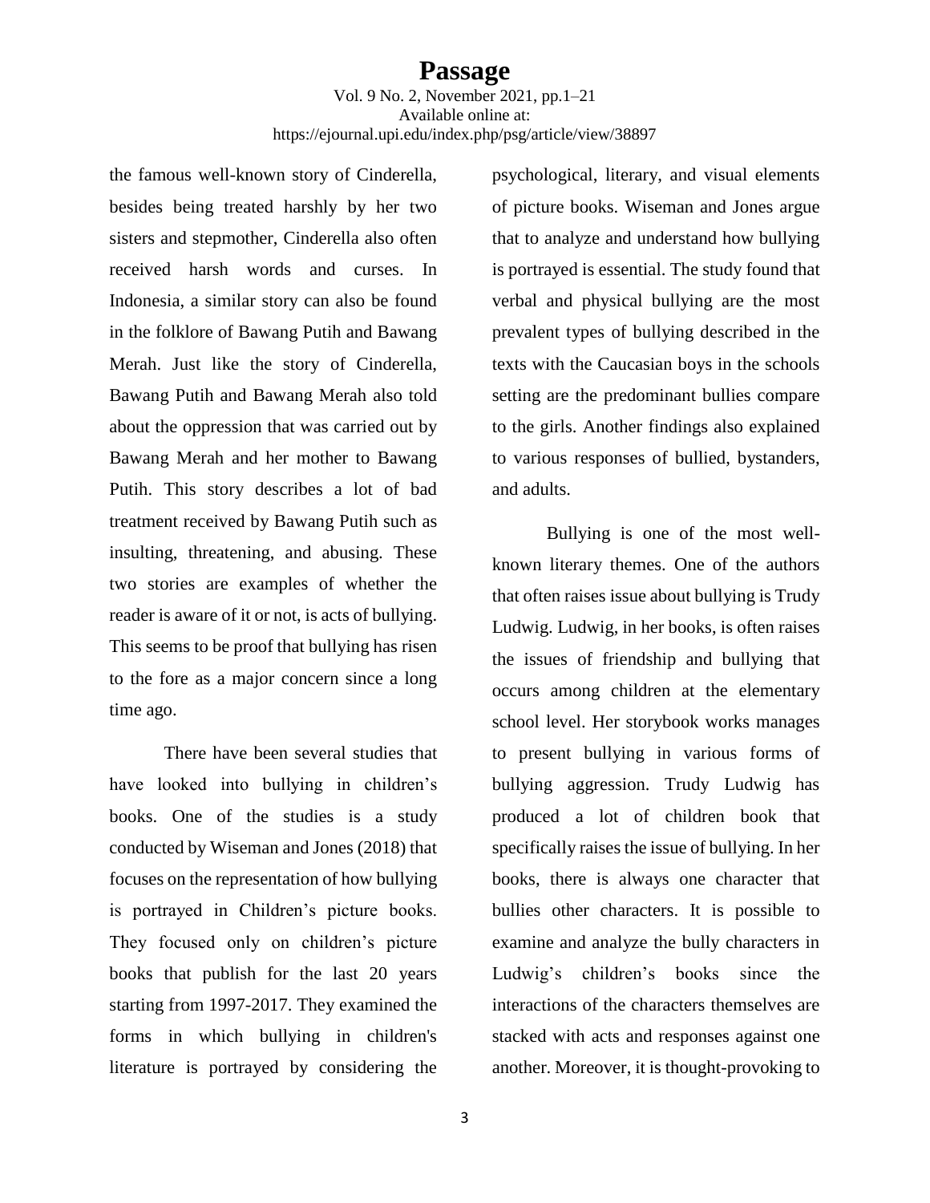the famous well-known story of Cinderella, besides being treated harshly by her two sisters and stepmother, Cinderella also often received harsh words and curses. In Indonesia, a similar story can also be found in the folklore of Bawang Putih and Bawang Merah. Just like the story of Cinderella, Bawang Putih and Bawang Merah also told about the oppression that was carried out by Bawang Merah and her mother to Bawang Putih. This story describes a lot of bad treatment received by Bawang Putih such as insulting, threatening, and abusing. These two stories are examples of whether the reader is aware of it or not, is acts of bullying. This seems to be proof that bullying has risen to the fore as a major concern since a long time ago.

There have been several studies that have looked into bullying in children's books. One of the studies is a study conducted by Wiseman and Jones (2018) that focuses on the representation of how bullying is portrayed in Children's picture books. They focused only on children's picture books that publish for the last 20 years starting from 1997-2017. They examined the forms in which bullying in children's literature is portrayed by considering the psychological, literary, and visual elements of picture books. Wiseman and Jones argue that to analyze and understand how bullying is portrayed is essential. The study found that verbal and physical bullying are the most prevalent types of bullying described in the texts with the Caucasian boys in the schools setting are the predominant bullies compare to the girls. Another findings also explained to various responses of bullied, bystanders, and adults.

Bullying is one of the most well-known literary themes. One of the authors that often raises issue about bullying is Trudy Ludwig. Ludwig, in her books, is often raises the issues of friendship and bullying that occurs among children at the elementary school level. Her storybook works manages to present bullying in various forms of bullying aggression. Trudy Ludwig has produced a lot of children book that specifically raises the issue of bullying. In her books, there is always one character that bullies other characters. It is possible to examine and analyze the bully characters in Ludwig's children's books since the interactions of the characters themselves are stacked with acts and responses against one another. Moreover, it is thought-provoking to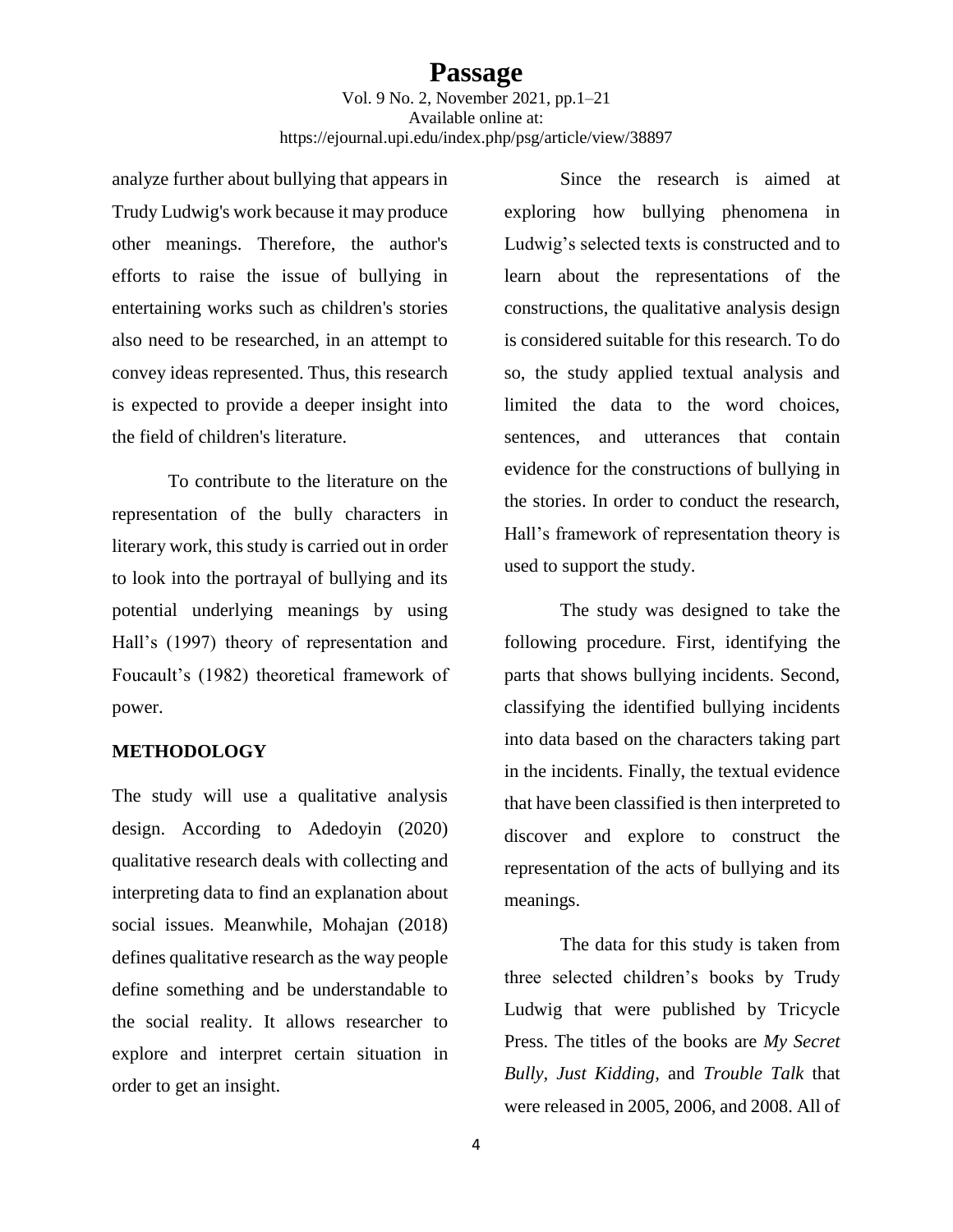analyze further about bullying that appears in Trudy Ludwig's work because it may produce other meanings. Therefore, the author's efforts to raise the issue of bullying in entertaining works such as children's stories also need to be researched, in an attempt to convey ideas represented. Thus, this research is expected to provide a deeper insight into the field of children's literature.

To contribute to the literature on the representation of the bully characters in literary work, this study is carried out in order to look into the portrayal of bullying and its potential underlying meanings by using Hall's (1997) theory of representation and Foucault's (1982) theoretical framework of power.

## METHODOLOGY

The study will use a qualitative analysis design. According to Adedoyin (2020) qualitative research deals with collecting and interpreting data to find an explanation about social issues. Meanwhile, Mohajan (2018) defines qualitative research as the way people define something and be understandable to the social reality. It allows researcher to explore and interpret certain situation in order to get an insight.

Since the research is aimed at exploring how bullying phenomena in Ludwig's selected texts is constructed and to learn about the representations of the constructions, the qualitative analysis design is considered suitable for this research. To do so, the study applied textual analysis and limited the data to the word choices, sentences, and utterances that contain evidence for the constructions of bullying in the stories. In order to conduct the research, Hall's framework of representation theory is used to support the study.

The study was designed to take the following procedure. First, identifying the parts that shows bullying incidents. Second, classifying the identified bullying incidents into data based on the characters taking part in the incidents. Finally, the textual evidence that have been classified is then interpreted to discover and explore to construct the representation of the acts of bullying and its meanings.

The data for this study is taken from three selected children's books by Trudy Ludwig that were published by Tricycle Press. The titles of the books are *My Secret Bully*, *Just Kidding*, and *Trouble Talk* that were released in 2005, 2006, and 2008. All of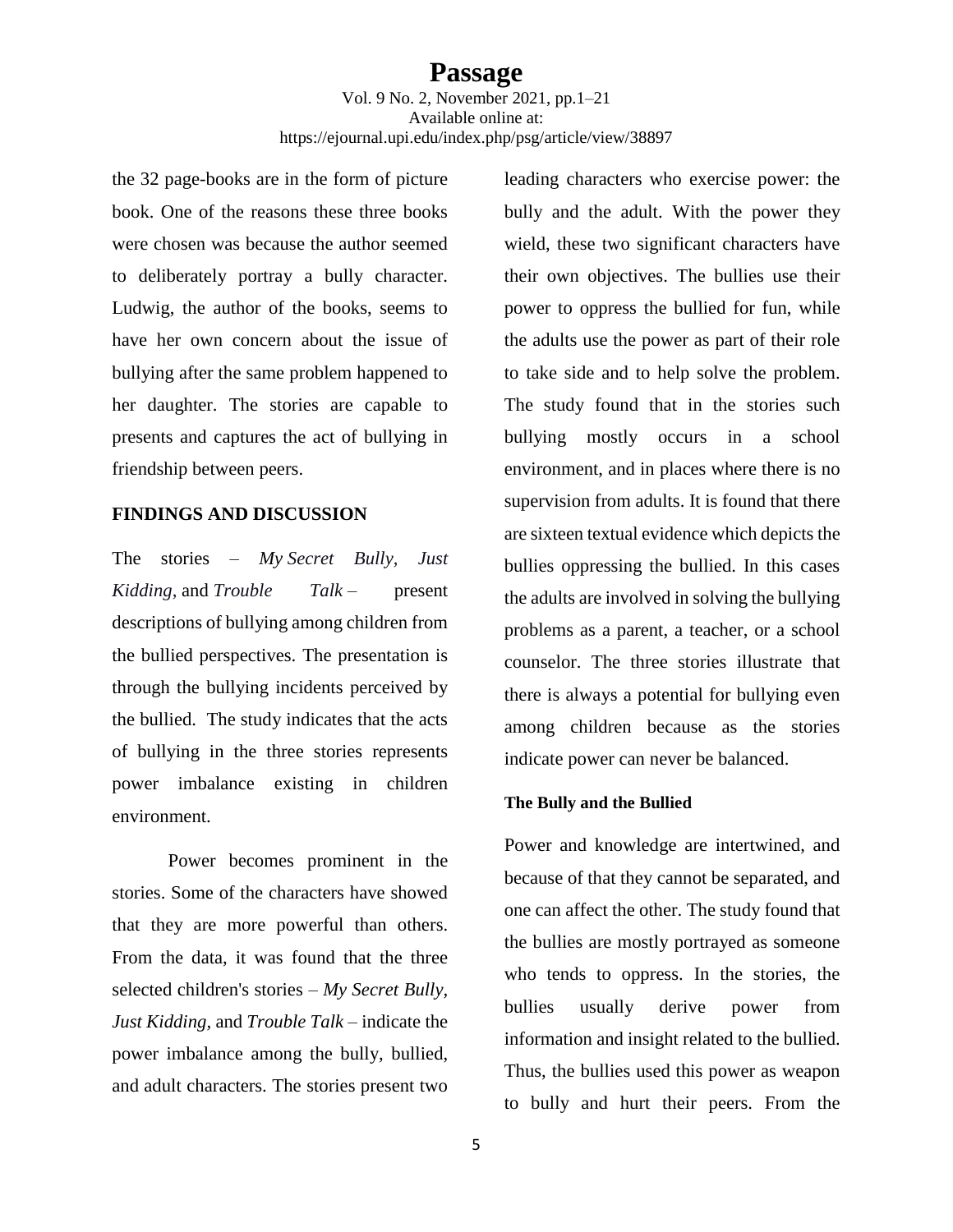the 32 page-books are in the form of picture book. One of the reasons these three books were chosen was because the author seemed to deliberately portray a bully character. Ludwig, the author of the books, seems to have her own concern about the issue of bullying after the same problem happened to her daughter. The stories are capable to presents and captures the act of bullying in friendship between peers.

## FINDINGS AND DISCUSSION

The stories – *My Secret Bully, Just Kidding,* and *Trouble Talk* – present descriptions of bullying among children from the bullied perspectives. The presentation is through the bullying incidents perceived by the bullied. The study indicates that the acts of bullying in the three stories represents power imbalance existing in children environment.

Power becomes prominent in the stories. Some of the characters have showed that they are more powerful than others. From the data, it was found that the three selected children's stories – *My Secret Bully, Just Kidding,* and *Trouble Talk* – indicate the power imbalance among the bully, bullied, and adult characters. The stories present two leading characters who exercise power: the bully and the adult. With the power they wield, these two significant characters have their own objectives. The bullies use their power to oppress the bullied for fun, while the adults use the power as part of their role to take side and to help solve the problem. The study found that in the stories such bullying mostly occurs in a school environment, and in places where there is no supervision from adults. It is found that there are sixteen textual evidence which depicts the bullies oppressing the bullied. In this cases the adults are involved in solving the bullying problems as a parent, a teacher, or a school counselor. The three stories illustrate that there is always a potential for bullying even among children because as the stories indicate power can never be balanced.

### The Bully and the Bullied

Power and knowledge are intertwined, and because of that they cannot be separated, and one can affect the other. The study found that the bullies are mostly portrayed as someone who tends to oppress. In the stories, the bullies usually derive power from information and insight related to the bullied. Thus, the bullies used this power as weapon to bully and hurt their peers. From the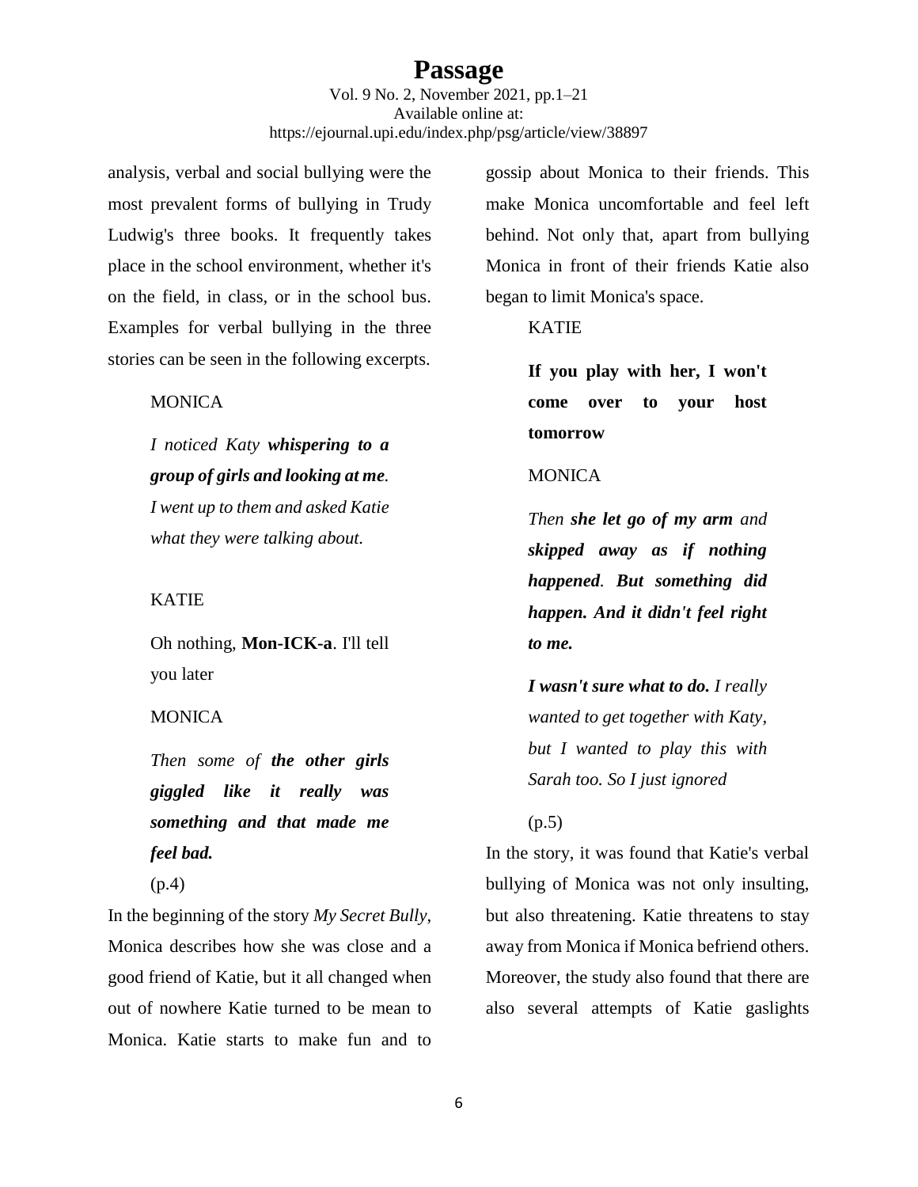analysis, verbal and social bullying were the most prevalent forms of bullying in Trudy Ludwig's three books. It frequently takes place in the school environment, whether it's on the field, in class, or in the school bus. Examples for verbal bullying in the three stories can be seen in the following excerpts.

MONICA

*I noticed Katy* ***whispering to a group of girls and looking at me****. I went up to them and asked Katie what they were talking about.*

KATIE

Oh nothing, **Mon-ICK-a**. I'll tell you later

MONICA

*Then some of* ***the other girls giggled like it really was something and that made me feel bad.***

(p.4)

In the beginning of the story *My Secret Bully*, Monica describes how she was close and a good friend of Katie, but it all changed when out of nowhere Katie turned to be mean to Monica. Katie starts to make fun and to gossip about Monica to their friends. This make Monica uncomfortable and feel left behind. Not only that, apart from bullying Monica in front of their friends Katie also began to limit Monica's space.

KATIE

**If you play with her, I won't come over to your host tomorrow**

MONICA

*Then* ***she let go of my arm*** *and* ***skipped away as if nothing happened****.* ***But something did happen. And it didn't feel right to me.***

***I wasn't sure what to do.*** *I really wanted to get together with Katy, but I wanted to play this with Sarah too. So I just ignored*

(p.5)

In the story, it was found that Katie's verbal bullying of Monica was not only insulting, but also threatening. Katie threatens to stay away from Monica if Monica befriend others. Moreover, the study also found that there are also several attempts of Katie gaslights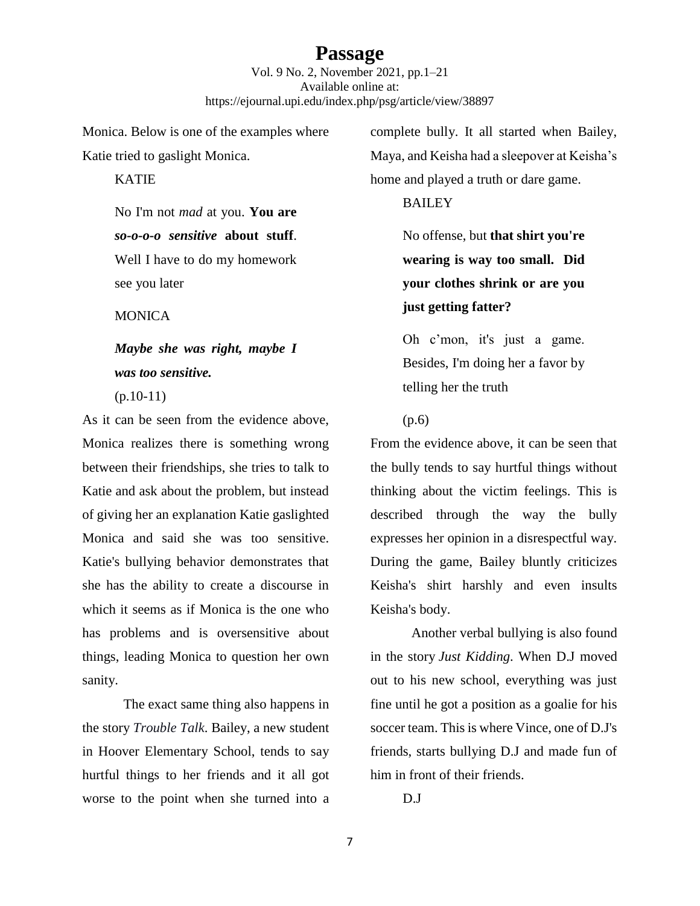Monica. Below is one of the examples where Katie tried to gaslight Monica.

> KATIE
>
> No I'm not *mad* at you. **You are *so-o-o-o sensitive* about stuff**. Well I have to do my homework see you later
>
> MONICA
>
> ***Maybe she was right, maybe I was too sensitive.***
>
> (p.10-11)

As it can be seen from the evidence above, Monica realizes there is something wrong between their friendships, she tries to talk to Katie and ask about the problem, but instead of giving her an explanation Katie gaslighted Monica and said she was too sensitive. Katie's bullying behavior demonstrates that she has the ability to create a discourse in which it seems as if Monica is the one who has problems and is oversensitive about things, leading Monica to question her own sanity.

The exact same thing also happens in the story *Trouble Talk*. Bailey, a new student in Hoover Elementary School, tends to say hurtful things to her friends and it all got worse to the point when she turned into a complete bully. It all started when Bailey, Maya, and Keisha had a sleepover at Keisha's home and played a truth or dare game.

> BAILEY
>
> No offense, but **that shirt you're wearing is way too small. Did your clothes shrink or are you just getting fatter?**
>
> Oh c'mon, it's just a game. Besides, I'm doing her a favor by telling her the truth
>
> (p.6)

From the evidence above, it can be seen that the bully tends to say hurtful things without thinking about the victim feelings. This is described through the way the bully expresses her opinion in a disrespectful way. During the game, Bailey bluntly criticizes Keisha's shirt harshly and even insults Keisha's body.

Another verbal bullying is also found in the story *Just Kidding*. When D.J moved out to his new school, everything was just fine until he got a position as a goalie for his soccer team. This is where Vince, one of D.J's friends, starts bullying D.J and made fun of him in front of their friends.

> D.J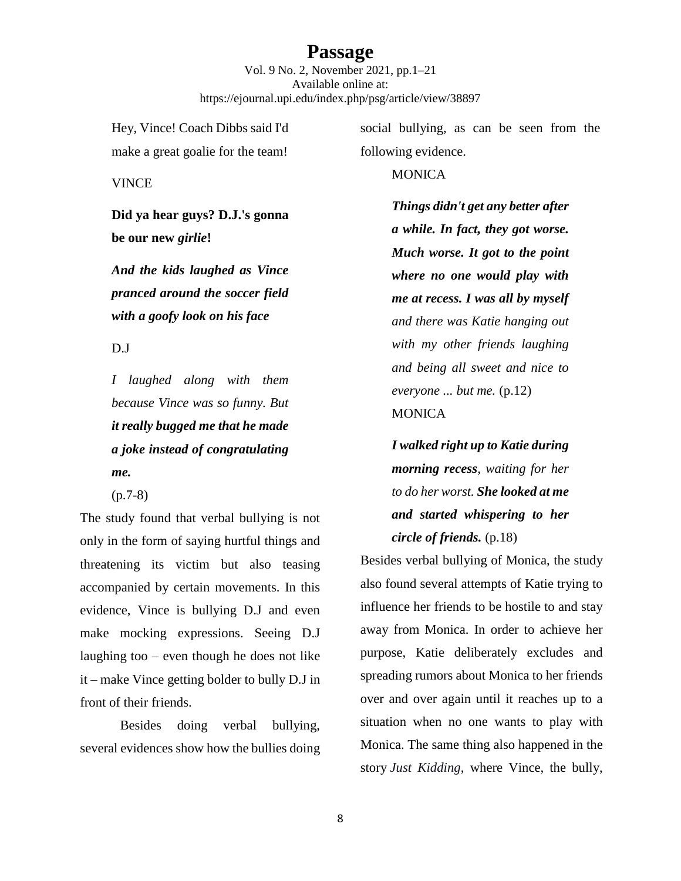Hey, Vince! Coach Dibbs said I'd make a great goalie for the team!

VINCE

**Did ya hear guys? D.J.'s gonna be our new *girlie*!**

***And the kids laughed as Vince pranced around the soccer field with a goofy look on his face***

D.J

*I laughed along with them because Vince was so funny. But* ***it really bugged me that he made a joke instead of congratulating me.***

(p.7-8)

The study found that verbal bullying is not only in the form of saying hurtful things and threatening its victim but also teasing accompanied by certain movements. In this evidence, Vince is bullying D.J and even make mocking expressions. Seeing D.J laughing too – even though he does not like it – make Vince getting bolder to bully D.J in front of their friends.

Besides doing verbal bullying, several evidences show how the bullies doing social bullying, as can be seen from the following evidence.

MONICA

***Things didn't get any better after a while. In fact, they got worse. Much worse. It got to the point where no one would play with me at recess. I was all by myself*** *and there was Katie hanging out with my other friends laughing and being all sweet and nice to everyone ... but me.* (p.12)

MONICA

***I walked right up to Katie during morning recess****, waiting for her to do her worst.* ***She looked at me and started whispering to her circle of friends.*** (p.18)

Besides verbal bullying of Monica, the study also found several attempts of Katie trying to influence her friends to be hostile to and stay away from Monica. In order to achieve her purpose, Katie deliberately excludes and spreading rumors about Monica to her friends over and over again until it reaches up to a situation when no one wants to play with Monica. The same thing also happened in the story *Just Kidding*, where Vince, the bully,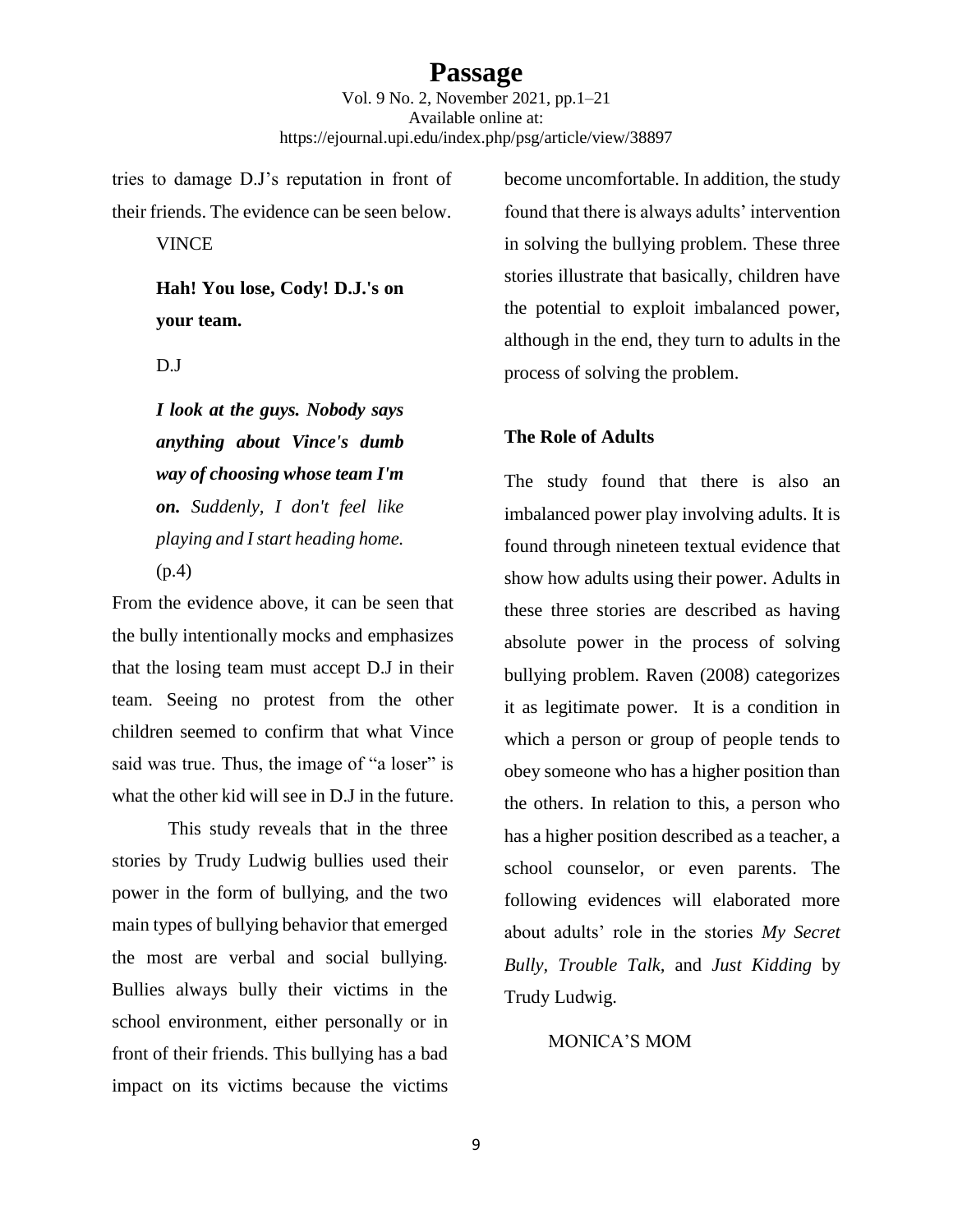tries to damage D.J's reputation in front of their friends. The evidence can be seen below.

VINCE

**Hah! You lose, Cody! D.J.'s on your team.**

D.J

***I look at the guys. Nobody says anything about Vince's dumb way of choosing whose team I'm on.*** *Suddenly, I don't feel like playing and I start heading home.* (p.4)

From the evidence above, it can be seen that the bully intentionally mocks and emphasizes that the losing team must accept D.J in their team. Seeing no protest from the other children seemed to confirm that what Vince said was true. Thus, the image of "a loser" is what the other kid will see in D.J in the future.

This study reveals that in the three stories by Trudy Ludwig bullies used their power in the form of bullying, and the two main types of bullying behavior that emerged the most are verbal and social bullying. Bullies always bully their victims in the school environment, either personally or in front of their friends. This bullying has a bad impact on its victims because the victims become uncomfortable. In addition, the study found that there is always adults' intervention in solving the bullying problem. These three stories illustrate that basically, children have the potential to exploit imbalanced power, although in the end, they turn to adults in the process of solving the problem.

**The Role of Adults**

The study found that there is also an imbalanced power play involving adults. It is found through nineteen textual evidence that show how adults using their power. Adults in these three stories are described as having absolute power in the process of solving bullying problem. Raven (2008) categorizes it as legitimate power. It is a condition in which a person or group of people tends to obey someone who has a higher position than the others. In relation to this, a person who has a higher position described as a teacher, a school counselor, or even parents. The following evidences will elaborated more about adults' role in the stories *My Secret Bully*, *Trouble Talk*, and *Just Kidding* by Trudy Ludwig.

MONICA'S MOM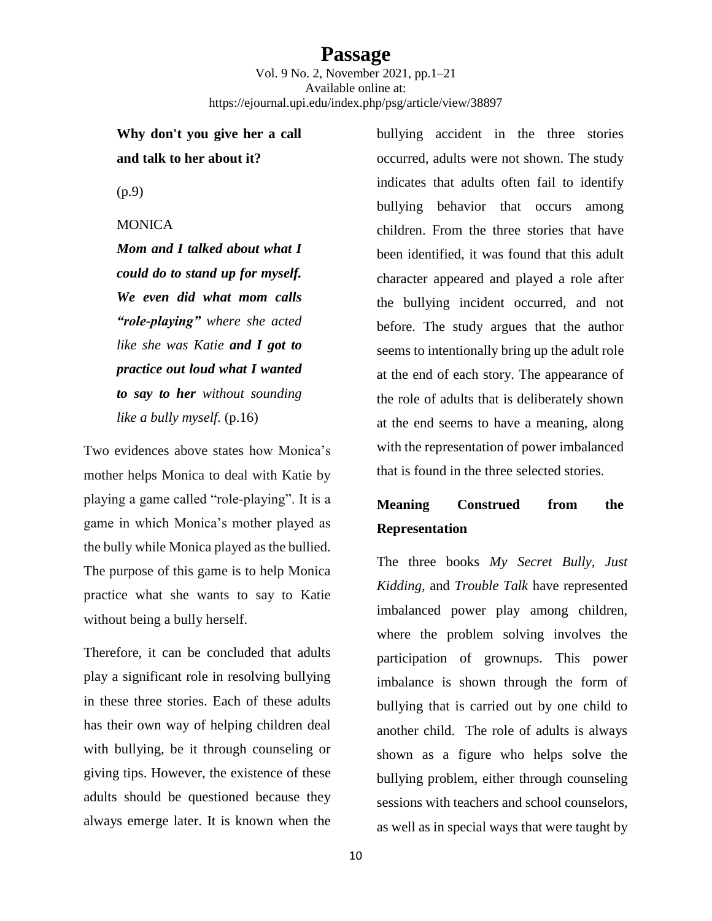**Why don't you give her a call and talk to her about it?**

(p.9)

MONICA

***Mom and I talked about what I could do to stand up for myself. We even did what mom calls "role-playing"*** *where she acted like she was Katie* ***and I got to practice out loud what I wanted to say to her*** *without sounding like a bully myself.* (p.16)

Two evidences above states how Monica's mother helps Monica to deal with Katie by playing a game called "role-playing". It is a game in which Monica's mother played as the bully while Monica played as the bullied. The purpose of this game is to help Monica practice what she wants to say to Katie without being a bully herself.

Therefore, it can be concluded that adults play a significant role in resolving bullying in these three stories. Each of these adults has their own way of helping children deal with bullying, be it through counseling or giving tips. However, the existence of these adults should be questioned because they always emerge later. It is known when the bullying accident in the three stories occurred, adults were not shown. The study indicates that adults often fail to identify bullying behavior that occurs among children. From the three stories that have been identified, it was found that this adult character appeared and played a role after the bullying incident occurred, and not before. The study argues that the author seems to intentionally bring up the adult role at the end of each story. The appearance of the role of adults that is deliberately shown at the end seems to have a meaning, along with the representation of power imbalanced that is found in the three selected stories.

## Meaning Construed from the Representation

The three books *My Secret Bully, Just Kidding,* and *Trouble Talk* have represented imbalanced power play among children, where the problem solving involves the participation of grownups. This power imbalance is shown through the form of bullying that is carried out by one child to another child. The role of adults is always shown as a figure who helps solve the bullying problem, either through counseling sessions with teachers and school counselors, as well as in special ways that were taught by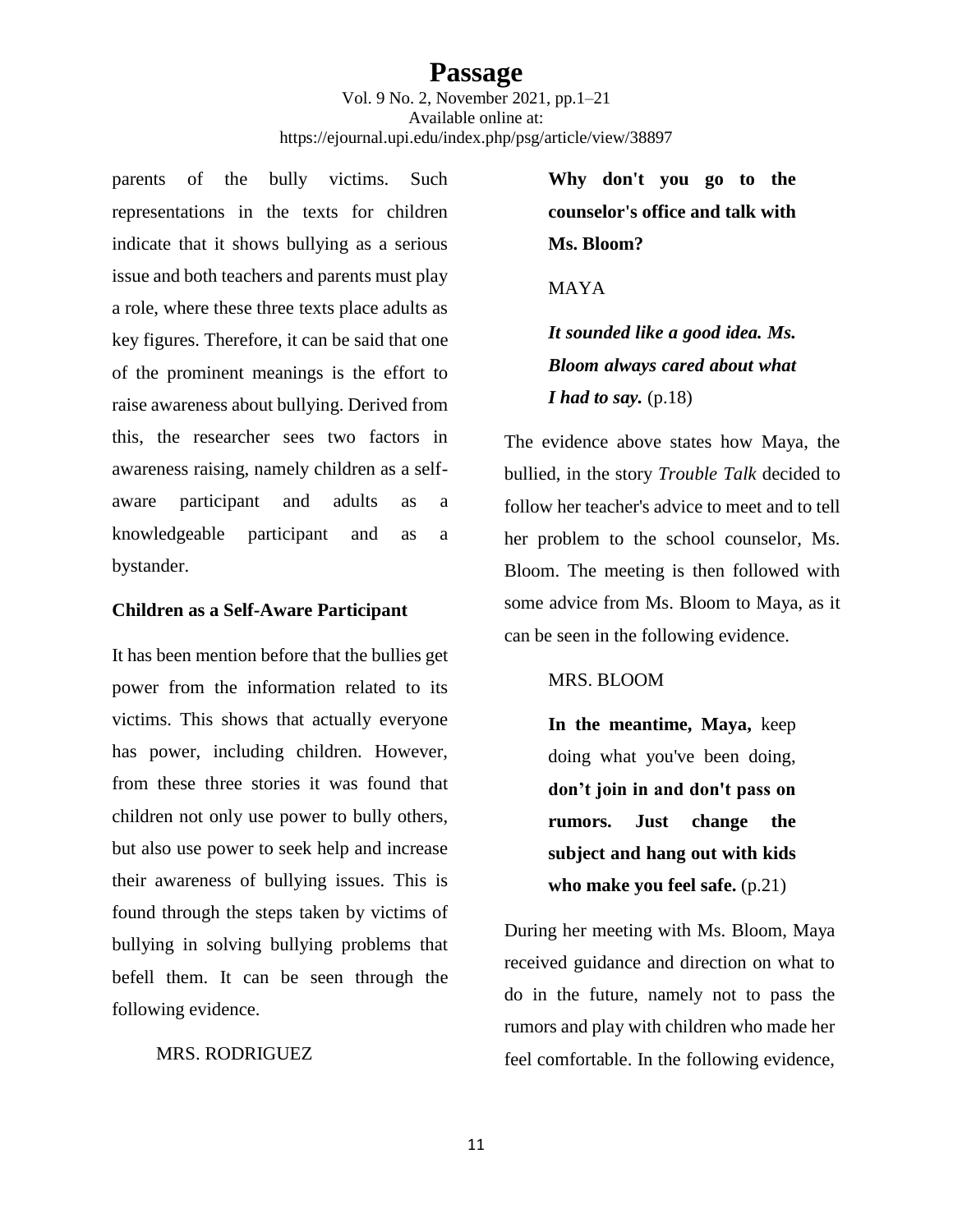parents of the bully victims. Such representations in the texts for children indicate that it shows bullying as a serious issue and both teachers and parents must play a role, where these three texts place adults as key figures. Therefore, it can be said that one of the prominent meanings is the effort to raise awareness about bullying. Derived from this, the researcher sees two factors in awareness raising, namely children as a self-aware participant and adults as a knowledgeable participant and as a bystander.

### Children as a Self-Aware Participant

It has been mention before that the bullies get power from the information related to its victims. This shows that actually everyone has power, including children. However, from these three stories it was found that children not only use power to bully others, but also use power to seek help and increase their awareness of bullying issues. This is found through the steps taken by victims of bullying in solving bullying problems that befell them. It can be seen through the following evidence.

> MRS. RODRIGUEZ
>
> **Why don't you go to the counselor's office and talk with Ms. Bloom?**
>
> MAYA
>
> ***It sounded like a good idea. Ms. Bloom always cared about what I had to say.*** (p.18)

The evidence above states how Maya, the bullied, in the story *Trouble Talk* decided to follow her teacher's advice to meet and to tell her problem to the school counselor, Ms. Bloom. The meeting is then followed with some advice from Ms. Bloom to Maya, as it can be seen in the following evidence.

> MRS. BLOOM
>
> **In the meantime, Maya,** keep doing what you've been doing, **don't join in and don't pass on rumors. Just change the subject and hang out with kids who make you feel safe.** (p.21)

During her meeting with Ms. Bloom, Maya received guidance and direction on what to do in the future, namely not to pass the rumors and play with children who made her feel comfortable. In the following evidence,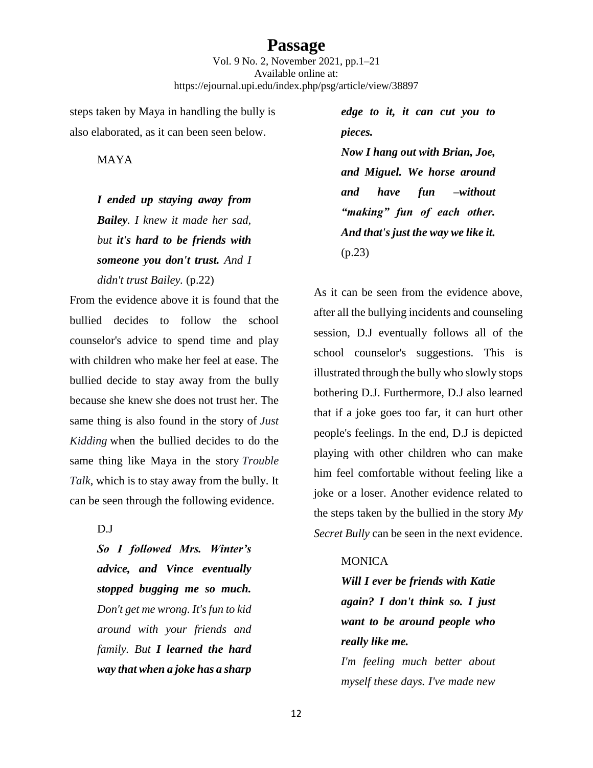steps taken by Maya in handling the bully is also elaborated, as it can been seen below.

> MAYA
>
> ***I ended up staying away from Bailey****. I knew it made her sad, but* ***it's hard to be friends with someone you don't trust.*** *And I didn't trust Bailey.* (p.22)

From the evidence above it is found that the bullied decides to follow the school counselor's advice to spend time and play with children who make her feel at ease. The bullied decide to stay away from the bully because she knew she does not trust her. The same thing is also found in the story of *Just Kidding* when the bullied decides to do the same thing like Maya in the story *Trouble Talk*, which is to stay away from the bully. It can be seen through the following evidence.

> D.J
>
> ***So I followed Mrs. Winter's advice, and Vince eventually stopped bugging me so much.*** *Don't get me wrong. It's fun to kid around with your friends and family. But* ***I learned the hard way that when a joke has a sharp edge to it, it can cut you to pieces.***
>
> ***Now I hang out with Brian, Joe, and Miguel. We horse around and have fun –without "making" fun of each other. And that's just the way we like it.*** (p.23)

As it can be seen from the evidence above, after all the bullying incidents and counseling session, D.J eventually follows all of the school counselor's suggestions. This is illustrated through the bully who slowly stops bothering D.J. Furthermore, D.J also learned that if a joke goes too far, it can hurt other people's feelings. In the end, D.J is depicted playing with other children who can make him feel comfortable without feeling like a joke or a loser. Another evidence related to the steps taken by the bullied in the story *My Secret Bully* can be seen in the next evidence.

> MONICA
>
> ***Will I ever be friends with Katie again? I don't think so. I just want to be around people who really like me.***
>
> *I'm feeling much better about myself these days. I've made new*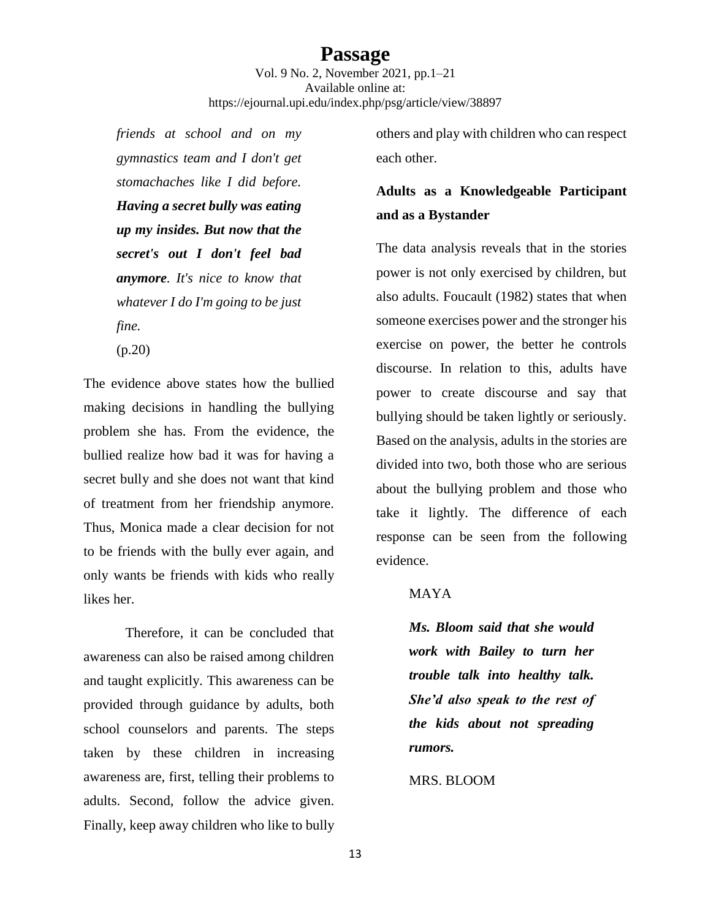*friends at school and on my gymnastics team and I don't get stomachaches like I did before. **Having a secret bully was eating up my insides. But now that the secret's out I don't feel bad anymore**. It's nice to know that whatever I do I'm going to be just fine.*
(p.20)

The evidence above states how the bullied making decisions in handling the bullying problem she has. From the evidence, the bullied realize how bad it was for having a secret bully and she does not want that kind of treatment from her friendship anymore. Thus, Monica made a clear decision for not to be friends with the bully ever again, and only wants be friends with kids who really likes her.

Therefore, it can be concluded that awareness can also be raised among children and taught explicitly. This awareness can be provided through guidance by adults, both school counselors and parents. The steps taken by these children in increasing awareness are, first, telling their problems to adults. Second, follow the advice given. Finally, keep away children who like to bully others and play with children who can respect each other.

### Adults as a Knowledgeable Participant and as a Bystander

The data analysis reveals that in the stories power is not only exercised by children, but also adults. Foucault (1982) states that when someone exercises power and the stronger his exercise on power, the better he controls discourse. In relation to this, adults have power to create discourse and say that bullying should be taken lightly or seriously. Based on the analysis, adults in the stories are divided into two, both those who are serious about the bullying problem and those who take it lightly. The difference of each response can be seen from the following evidence.

MAYA

***Ms. Bloom said that she would work with Bailey to turn her trouble talk into healthy talk. She'd also speak to the rest of the kids about not spreading rumors.***

MRS. BLOOM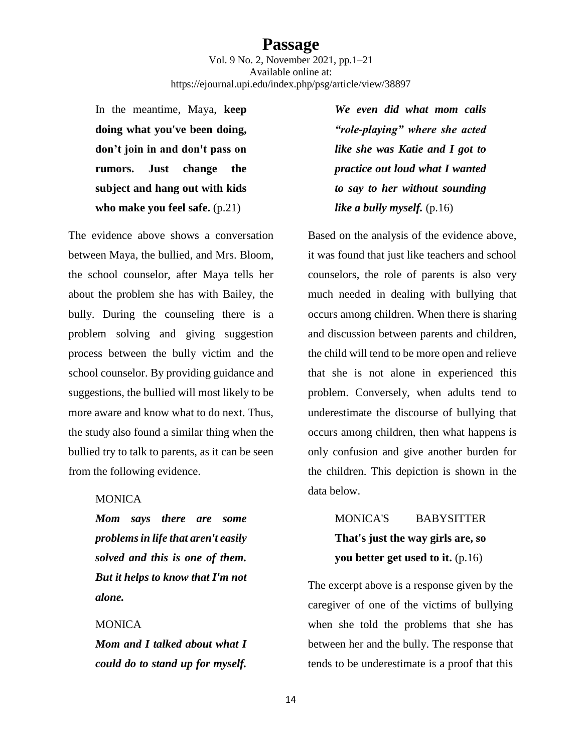In the meantime, Maya, **keep doing what you've been doing, don't join in and don't pass on rumors. Just change the subject and hang out with kids who make you feel safe.** (p.21)

The evidence above shows a conversation between Maya, the bullied, and Mrs. Bloom, the school counselor, after Maya tells her about the problem she has with Bailey, the bully. During the counseling there is a problem solving and giving suggestion process between the bully victim and the school counselor. By providing guidance and suggestions, the bullied will most likely to be more aware and know what to do next. Thus, the study also found a similar thing when the bullied try to talk to parents, as it can be seen from the following evidence.

> MONICA
>
> ***Mom says there are some problems in life that aren't easily solved and this is one of them. But it helps to know that I'm not alone.***
>
> MONICA
>
> ***Mom and I talked about what I could do to stand up for myself. We even did what mom calls "role-playing" where she acted like she was Katie and I got to practice out loud what I wanted to say to her without sounding like a bully myself.*** (p.16)

Based on the analysis of the evidence above, it was found that just like teachers and school counselors, the role of parents is also very much needed in dealing with bullying that occurs among children. When there is sharing and discussion between parents and children, the child will tend to be more open and relieve that she is not alone in experienced this problem. Conversely, when adults tend to underestimate the discourse of bullying that occurs among children, then what happens is only confusion and give another burden for the children. This depiction is shown in the data below.

> MONICA'S BABYSITTER
>
> **That's just the way girls are, so you better get used to it.** (p.16)

The excerpt above is a response given by the caregiver of one of the victims of bullying when she told the problems that she has between her and the bully. The response that tends to be underestimate is a proof that this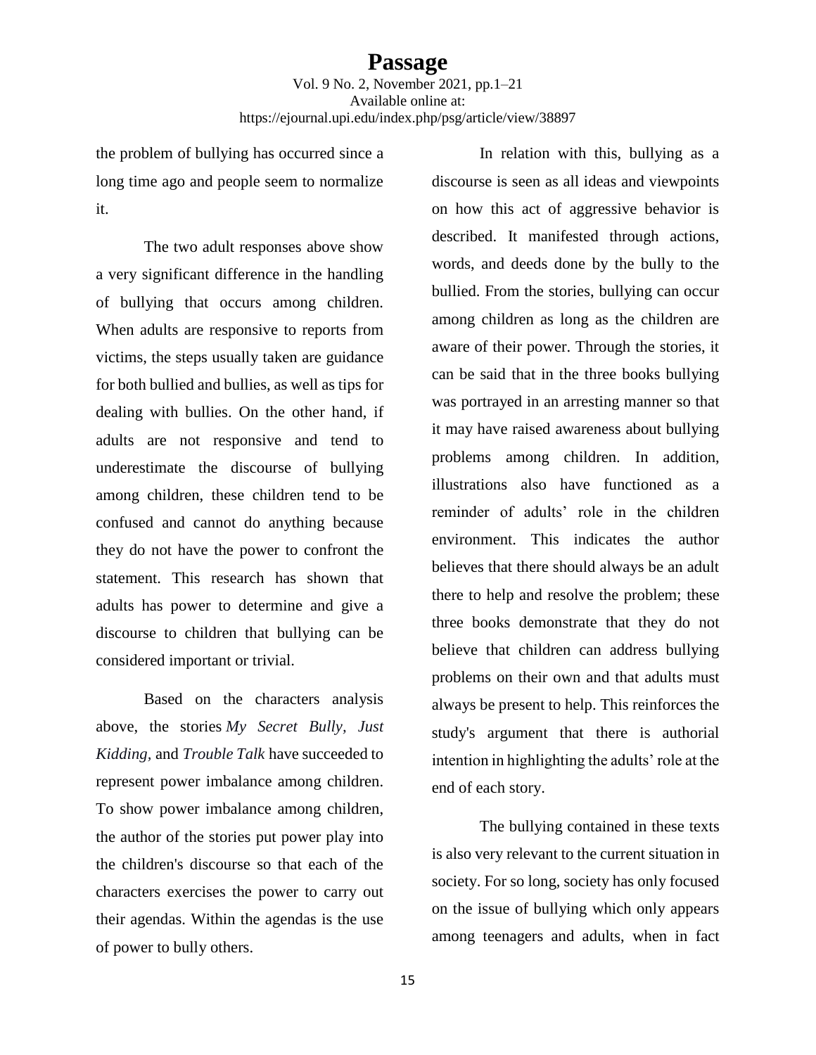the problem of bullying has occurred since a long time ago and people seem to normalize it.

The two adult responses above show a very significant difference in the handling of bullying that occurs among children. When adults are responsive to reports from victims, the steps usually taken are guidance for both bullied and bullies, as well as tips for dealing with bullies. On the other hand, if adults are not responsive and tend to underestimate the discourse of bullying among children, these children tend to be confused and cannot do anything because they do not have the power to confront the statement. This research has shown that adults has power to determine and give a discourse to children that bullying can be considered important or trivial.

Based on the characters analysis above, the stories *My Secret Bully*, *Just Kidding,* and *Trouble Talk* have succeeded to represent power imbalance among children. To show power imbalance among children, the author of the stories put power play into the children's discourse so that each of the characters exercises the power to carry out their agendas. Within the agendas is the use of power to bully others.

In relation with this, bullying as a discourse is seen as all ideas and viewpoints on how this act of aggressive behavior is described. It manifested through actions, words, and deeds done by the bully to the bullied. From the stories, bullying can occur among children as long as the children are aware of their power. Through the stories, it can be said that in the three books bullying was portrayed in an arresting manner so that it may have raised awareness about bullying problems among children. In addition, illustrations also have functioned as a reminder of adults' role in the children environment. This indicates the author believes that there should always be an adult there to help and resolve the problem; these three books demonstrate that they do not believe that children can address bullying problems on their own and that adults must always be present to help. This reinforces the study's argument that there is authorial intention in highlighting the adults' role at the end of each story.

The bullying contained in these texts is also very relevant to the current situation in society. For so long, society has only focused on the issue of bullying which only appears among teenagers and adults, when in fact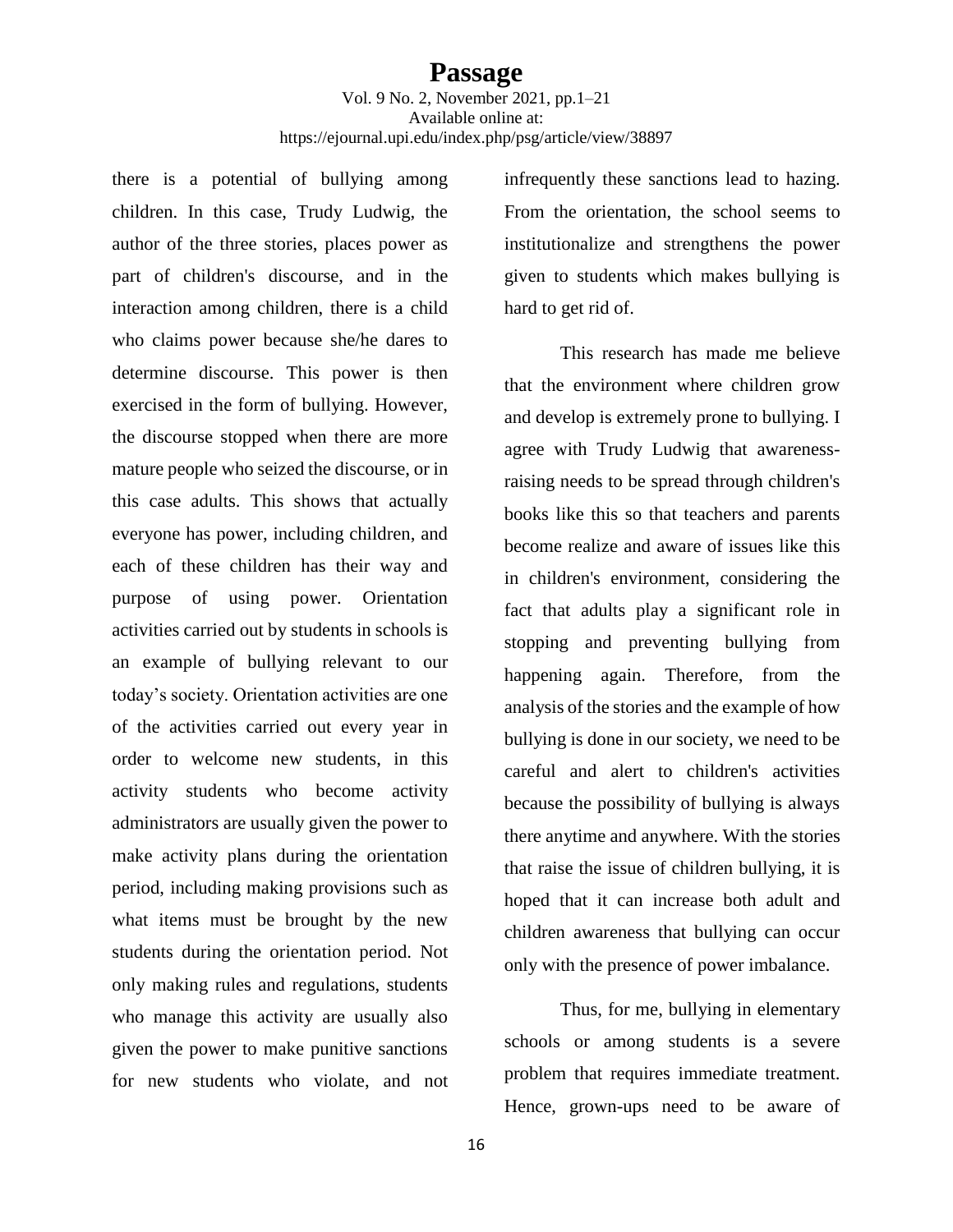there is a potential of bullying among children. In this case, Trudy Ludwig, the author of the three stories, places power as part of children's discourse, and in the interaction among children, there is a child who claims power because she/he dares to determine discourse. This power is then exercised in the form of bullying. However, the discourse stopped when there are more mature people who seized the discourse, or in this case adults. This shows that actually everyone has power, including children, and each of these children has their way and purpose of using power. Orientation activities carried out by students in schools is an example of bullying relevant to our today's society. Orientation activities are one of the activities carried out every year in order to welcome new students, in this activity students who become activity administrators are usually given the power to make activity plans during the orientation period, including making provisions such as what items must be brought by the new students during the orientation period. Not only making rules and regulations, students who manage this activity are usually also given the power to make punitive sanctions for new students who violate, and not infrequently these sanctions lead to hazing. From the orientation, the school seems to institutionalize and strengthens the power given to students which makes bullying is hard to get rid of.

This research has made me believe that the environment where children grow and develop is extremely prone to bullying. I agree with Trudy Ludwig that awareness-raising needs to be spread through children's books like this so that teachers and parents become realize and aware of issues like this in children's environment, considering the fact that adults play a significant role in stopping and preventing bullying from happening again. Therefore, from the analysis of the stories and the example of how bullying is done in our society, we need to be careful and alert to children's activities because the possibility of bullying is always there anytime and anywhere. With the stories that raise the issue of children bullying, it is hoped that it can increase both adult and children awareness that bullying can occur only with the presence of power imbalance.

Thus, for me, bullying in elementary schools or among students is a severe problem that requires immediate treatment. Hence, grown-ups need to be aware of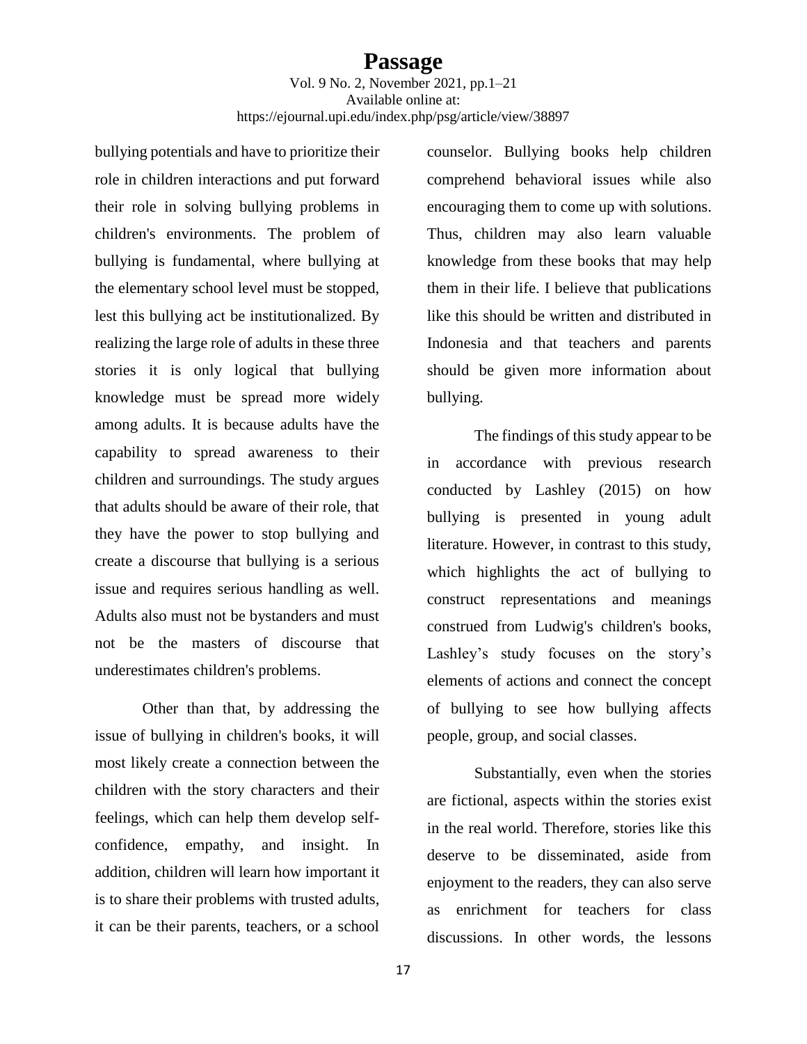bullying potentials and have to prioritize their role in children interactions and put forward their role in solving bullying problems in children's environments. The problem of bullying is fundamental, where bullying at the elementary school level must be stopped, lest this bullying act be institutionalized. By realizing the large role of adults in these three stories it is only logical that bullying knowledge must be spread more widely among adults. It is because adults have the capability to spread awareness to their children and surroundings. The study argues that adults should be aware of their role, that they have the power to stop bullying and create a discourse that bullying is a serious issue and requires serious handling as well. Adults also must not be bystanders and must not be the masters of discourse that underestimates children's problems.

Other than that, by addressing the issue of bullying in children's books, it will most likely create a connection between the children with the story characters and their feelings, which can help them develop self-confidence, empathy, and insight. In addition, children will learn how important it is to share their problems with trusted adults, it can be their parents, teachers, or a school counselor. Bullying books help children comprehend behavioral issues while also encouraging them to come up with solutions. Thus, children may also learn valuable knowledge from these books that may help them in their life. I believe that publications like this should be written and distributed in Indonesia and that teachers and parents should be given more information about bullying.

The findings of this study appear to be in accordance with previous research conducted by Lashley (2015) on how bullying is presented in young adult literature. However, in contrast to this study, which highlights the act of bullying to construct representations and meanings construed from Ludwig's children's books, Lashley's study focuses on the story's elements of actions and connect the concept of bullying to see how bullying affects people, group, and social classes.

Substantially, even when the stories are fictional, aspects within the stories exist in the real world. Therefore, stories like this deserve to be disseminated, aside from enjoyment to the readers, they can also serve as enrichment for teachers for class discussions. In other words, the lessons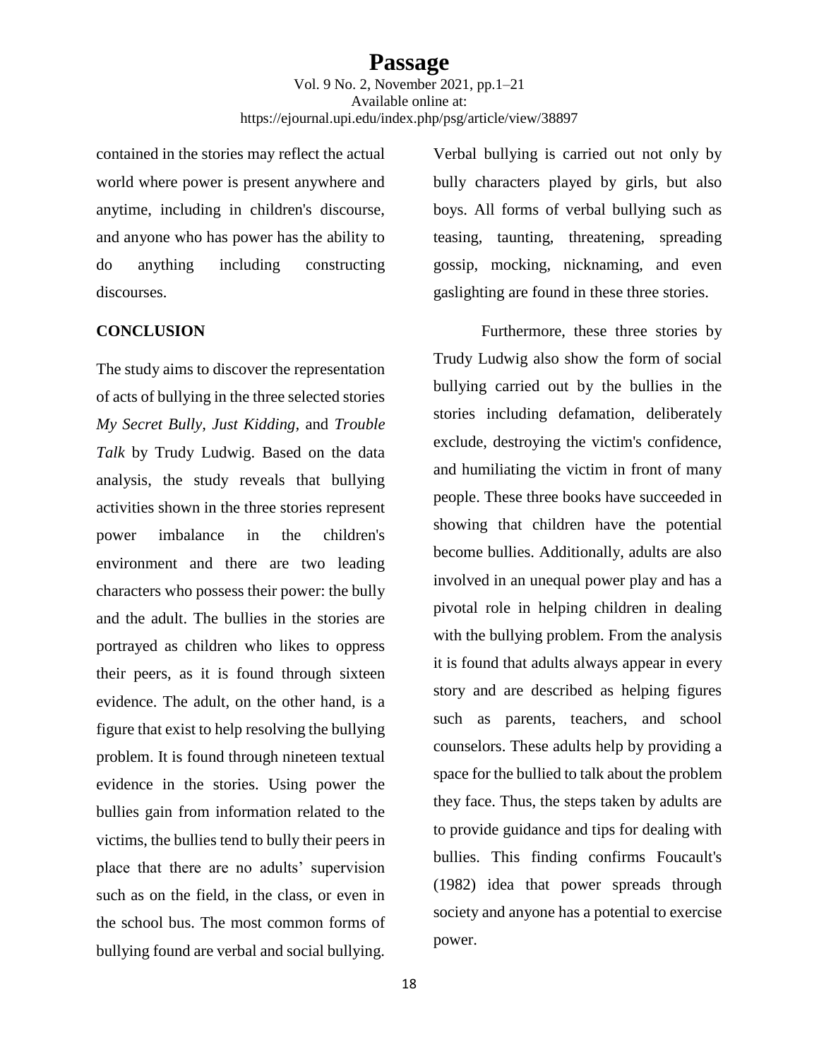contained in the stories may reflect the actual world where power is present anywhere and anytime, including in children's discourse, and anyone who has power has the ability to do anything including constructing discourses.

## CONCLUSION

The study aims to discover the representation of acts of bullying in the three selected stories *My Secret Bully*, *Just Kidding*, and *Trouble Talk* by Trudy Ludwig. Based on the data analysis, the study reveals that bullying activities shown in the three stories represent power imbalance in the children's environment and there are two leading characters who possess their power: the bully and the adult. The bullies in the stories are portrayed as children who likes to oppress their peers, as it is found through sixteen evidence. The adult, on the other hand, is a figure that exist to help resolving the bullying problem. It is found through nineteen textual evidence in the stories. Using power the bullies gain from information related to the victims, the bullies tend to bully their peers in place that there are no adults' supervision such as on the field, in the class, or even in the school bus. The most common forms of bullying found are verbal and social bullying. Verbal bullying is carried out not only by bully characters played by girls, but also boys. All forms of verbal bullying such as teasing, taunting, threatening, spreading gossip, mocking, nicknaming, and even gaslighting are found in these three stories.

Furthermore, these three stories by Trudy Ludwig also show the form of social bullying carried out by the bullies in the stories including defamation, deliberately exclude, destroying the victim's confidence, and humiliating the victim in front of many people. These three books have succeeded in showing that children have the potential become bullies. Additionally, adults are also involved in an unequal power play and has a pivotal role in helping children in dealing with the bullying problem. From the analysis it is found that adults always appear in every story and are described as helping figures such as parents, teachers, and school counselors. These adults help by providing a space for the bullied to talk about the problem they face. Thus, the steps taken by adults are to provide guidance and tips for dealing with bullies. This finding confirms Foucault's (1982) idea that power spreads through society and anyone has a potential to exercise power.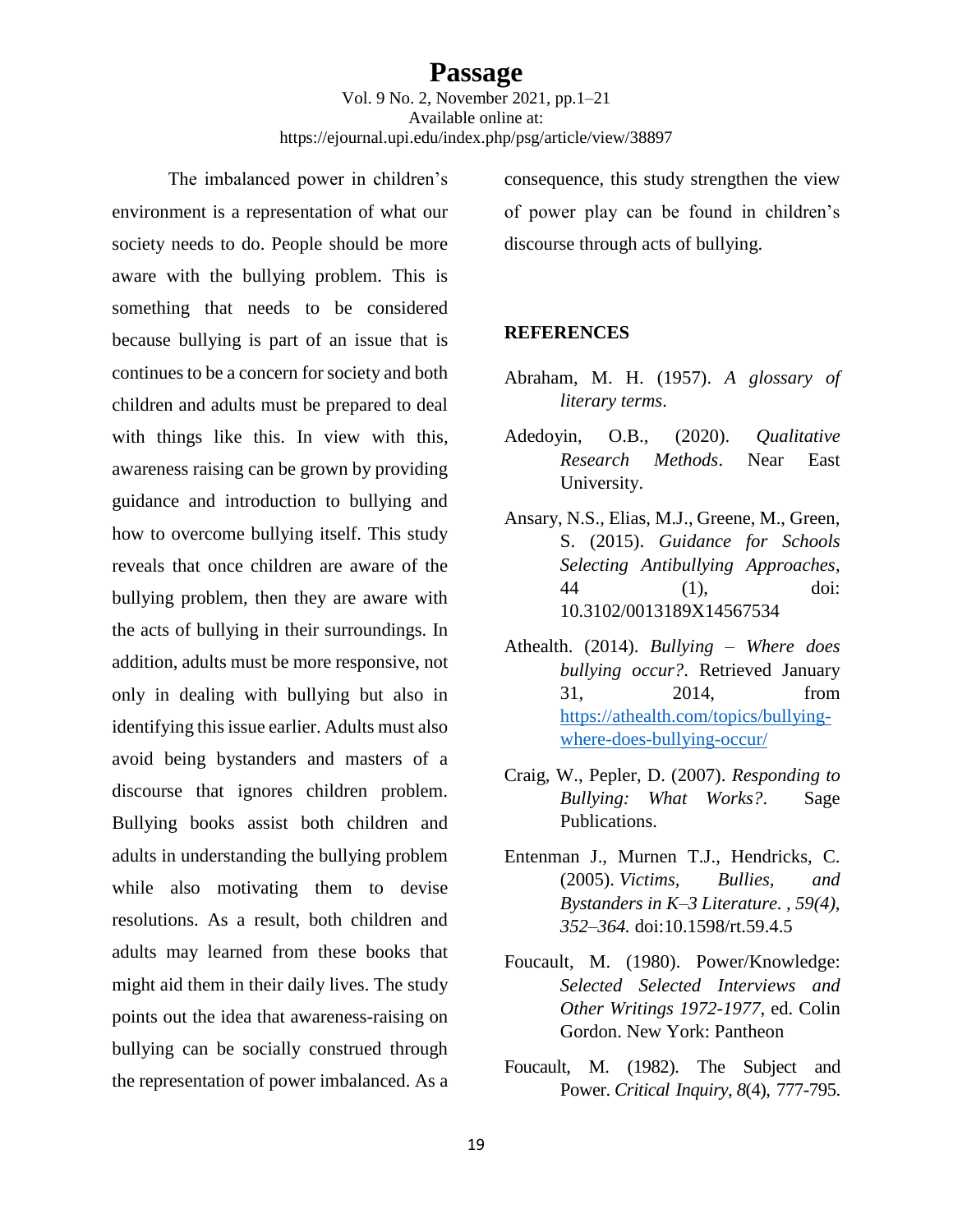The imbalanced power in children's environment is a representation of what our society needs to do. People should be more aware with the bullying problem. This is something that needs to be considered because bullying is part of an issue that is continues to be a concern for society and both children and adults must be prepared to deal with things like this. In view with this, awareness raising can be grown by providing guidance and introduction to bullying and how to overcome bullying itself. This study reveals that once children are aware of the bullying problem, then they are aware with the acts of bullying in their surroundings. In addition, adults must be more responsive, not only in dealing with bullying but also in identifying this issue earlier. Adults must also avoid being bystanders and masters of a discourse that ignores children problem. Bullying books assist both children and adults in understanding the bullying problem while also motivating them to devise resolutions. As a result, both children and adults may learned from these books that might aid them in their daily lives. The study points out the idea that awareness-raising on bullying can be socially construed through the representation of power imbalanced. As a consequence, this study strengthen the view of power play can be found in children's discourse through acts of bullying.

## REFERENCES

Abraham, M. H. (1957). *A glossary of literary terms*.

Adedoyin, O.B., (2020). *Qualitative Research Methods*. Near East University.

Ansary, N.S., Elias, M.J., Greene, M., Green, S. (2015). *Guidance for Schools Selecting Antibullying Approaches*, 44 (1), doi: 10.3102/0013189X14567534

Athealth. (2014). *Bullying – Where does bullying occur?*. Retrieved January 31, 2014, from https://athealth.com/topics/bullying-where-does-bullying-occur/

Craig, W., Pepler, D. (2007). *Responding to Bullying: What Works?*. Sage Publications.

Entenman J., Murnen T.J., Hendricks, C. (2005). *Victims, Bullies, and Bystanders in K–3 Literature. , 59(4), 352–364.* doi:10.1598/rt.59.4.5

Foucault, M. (1980). Power/Knowledge: *Selected Selected Interviews and Other Writings 1972-1977*, ed. Colin Gordon. New York: Pantheon

Foucault, M. (1982). The Subject and Power. *Critical Inquiry, 8*(4), 777-795.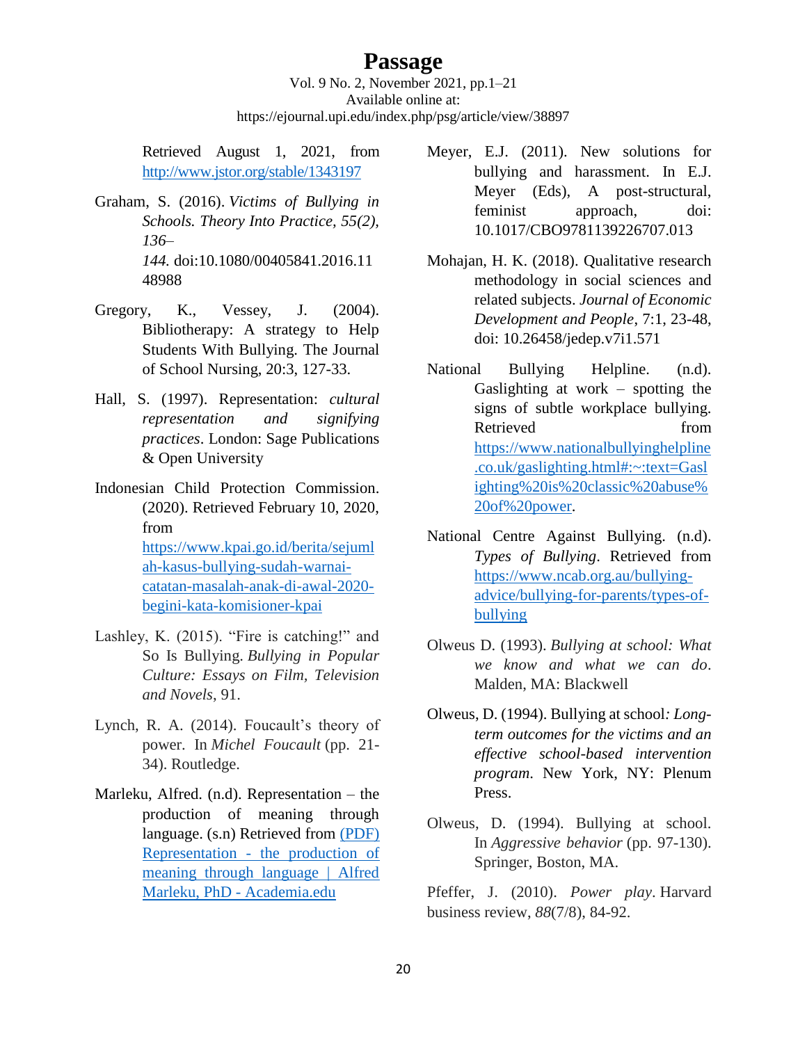Retrieved August 1, 2021, from http://www.jstor.org/stable/1343197

Graham, S. (2016). *Victims of Bullying in Schools. Theory Into Practice, 55(2), 136–144.* doi:10.1080/00405841.2016.1148988

Gregory, K., Vessey, J. (2004). Bibliotherapy: A strategy to Help Students With Bullying. The Journal of School Nursing, 20:3, 127-33.

Hall, S. (1997). Representation: *cultural representation and signifying practices*. London: Sage Publications & Open University

Indonesian Child Protection Commission. (2020). Retrieved February 10, 2020, from https://www.kpai.go.id/berita/sejumlah-kasus-bullying-sudah-warnai-catatan-masalah-anak-di-awal-2020-begini-kata-komisioner-kpai

Lashley, K. (2015). "Fire is catching!" and So Is Bullying. *Bullying in Popular Culture: Essays on Film, Television and Novels*, 91.

Lynch, R. A. (2014). Foucault's theory of power. In *Michel Foucault* (pp. 21-34). Routledge.

Marleku, Alfred. (n.d). Representation – the production of meaning through language. (s.n) Retrieved from (PDF) Representation - the production of meaning through language | Alfred Marleku, PhD - Academia.edu

Meyer, E.J. (2011). New solutions for bullying and harassment. In E.J. Meyer (Eds), A post-structural, feminist approach, doi: 10.1017/CBO9781139226707.013

Mohajan, H. K. (2018). Qualitative research methodology in social sciences and related subjects. *Journal of Economic Development and People*, 7:1, 23-48, doi: 10.26458/jedep.v7i1.571

National Bullying Helpline. (n.d). Gaslighting at work – spotting the signs of subtle workplace bullying. Retrieved from https://www.nationalbullyinghelpline.co.uk/gaslighting.html#:~:text=Gaslighting%20is%20classic%20abuse%20of%20power.

National Centre Against Bullying. (n.d). *Types of Bullying*. Retrieved from https://www.ncab.org.au/bullying-advice/bullying-for-parents/types-of-bullying

Olweus D. (1993). *Bullying at school: What we know and what we can do*. Malden, MA: Blackwell

Olweus, D. (1994). Bullying at school*: Long-term outcomes for the victims and an effective school-based intervention program*. New York, NY: Plenum Press.

Olweus, D. (1994). Bullying at school. In *Aggressive behavior* (pp. 97-130). Springer, Boston, MA.

Pfeffer, J. (2010). *Power play*. Harvard business review, *88*(7/8), 84-92.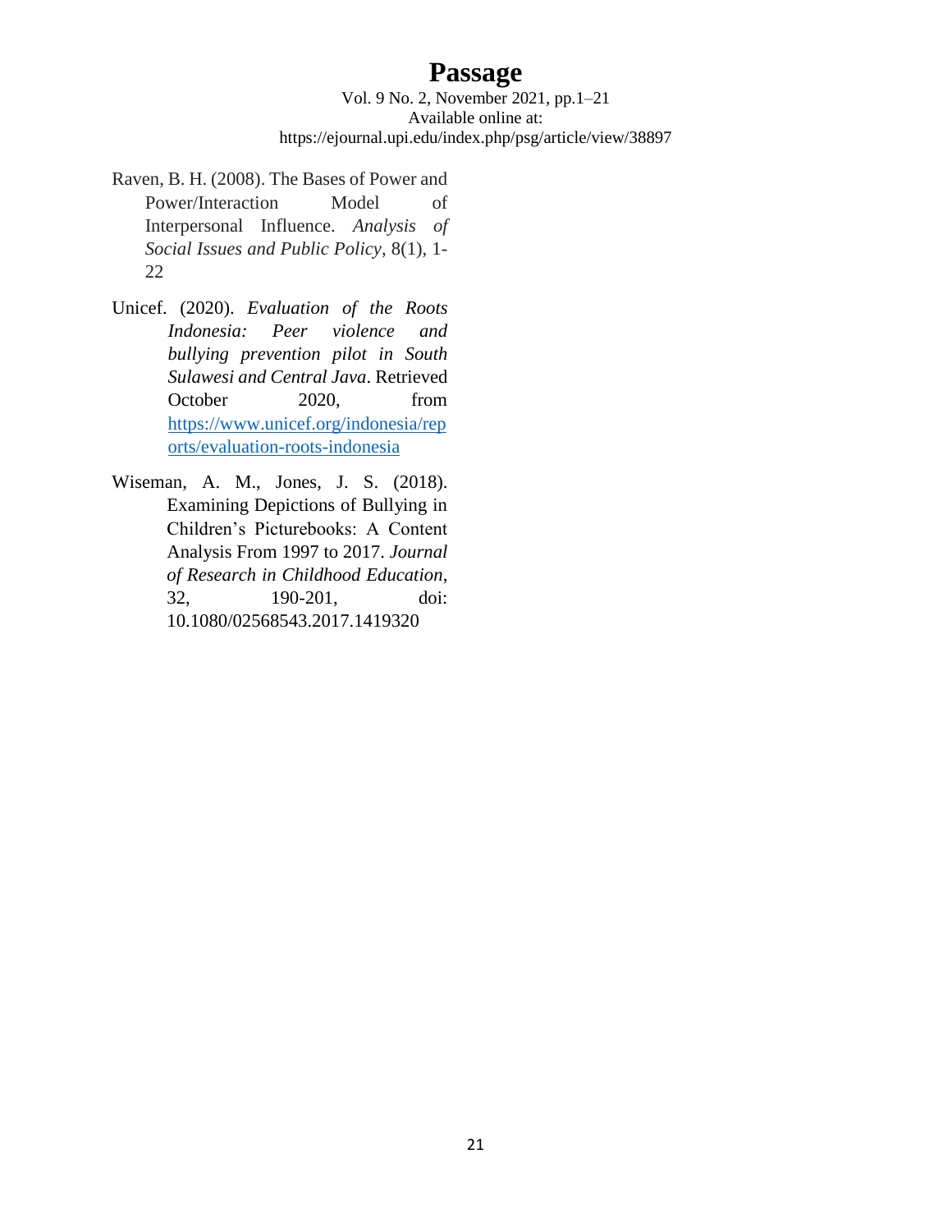Raven, B. H. (2008). The Bases of Power and Power/Interaction Model of Interpersonal Influence. *Analysis of Social Issues and Public Policy*, 8(1), 1-22

Unicef. (2020). *Evaluation of the Roots Indonesia: Peer violence and bullying prevention pilot in South Sulawesi and Central Java*. Retrieved October 2020, from https://www.unicef.org/indonesia/reports/evaluation-roots-indonesia

Wiseman, A. M., Jones, J. S. (2018). Examining Depictions of Bullying in Children's Picturebooks: A Content Analysis From 1997 to 2017. *Journal of Research in Childhood Education*, 32, 190-201, doi: 10.1080/02568543.2017.1419320